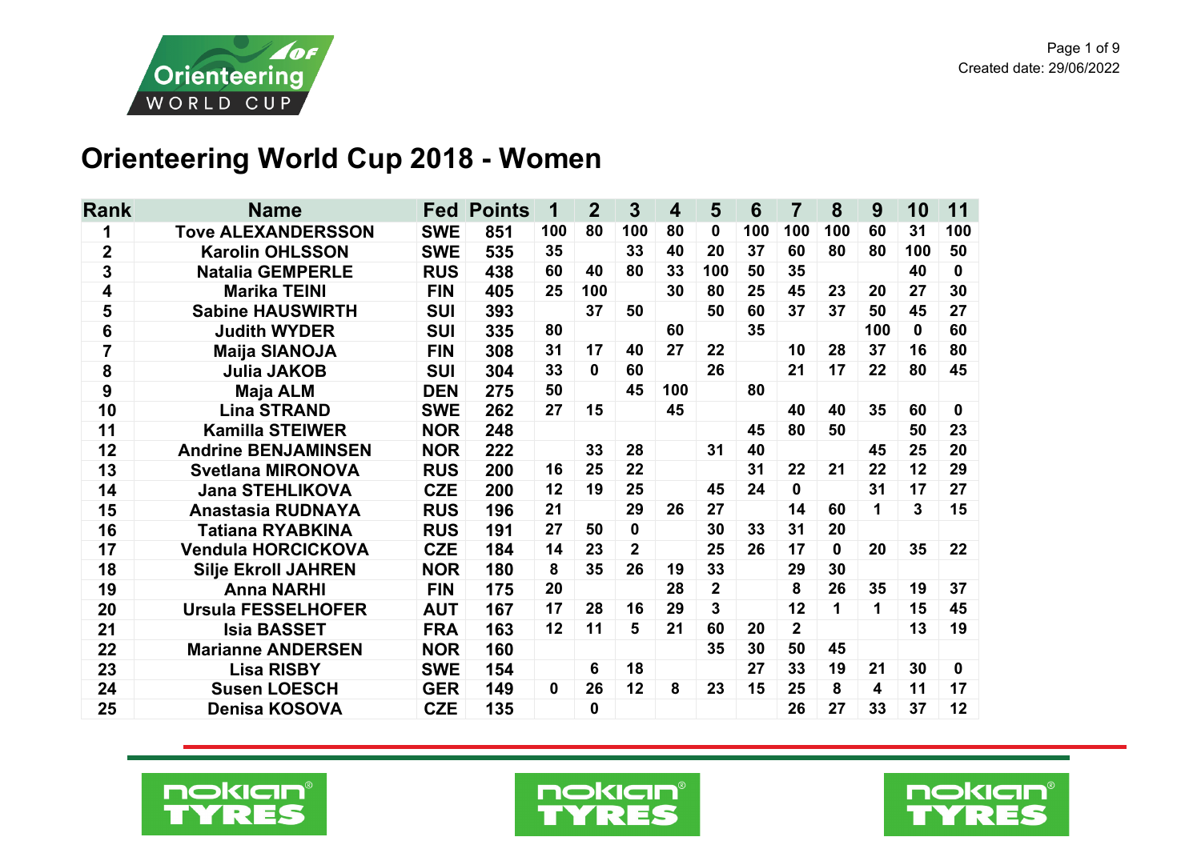# Orienteering World Cup 2018 - Women

| Rank | Name | Fed | Points | 1 | 2 | 3 | 4 | 5 | 6 | 7 | 8 | 9 | 10 | 11 |
|---|---|---|---|---|---|---|---|---|---|---|---|---|---|---|
| 1 | Tove ALEXANDERSSON | SWE | 851 | 100 | 80 | 100 | 80 | 0 | 100 | 100 | 100 | 60 | 31 | 100 |
| 2 | Karolin OHLSSON | SWE | 535 | 35 | | 33 | 40 | 20 | 37 | 60 | 80 | 80 | 100 | 50 |
| 3 | Natalia GEMPERLE | RUS | 438 | 60 | 40 | 80 | 33 | 100 | 50 | 35 | | | 40 | 0 |
| 4 | Marika TEINI | FIN | 405 | 25 | 100 | | 30 | 80 | 25 | 45 | 23 | 20 | 27 | 30 |
| 5 | Sabine HAUSWIRTH | SUI | 393 | | 37 | 50 | | 50 | 60 | 37 | 37 | 50 | 45 | 27 |
| 6 | Judith WYDER | SUI | 335 | 80 | | | 60 | | 35 | | | 100 | 0 | 60 |
| 7 | Maija SIANOJA | FIN | 308 | 31 | 17 | 40 | 27 | 22 | | 10 | 28 | 37 | 16 | 80 |
| 8 | Julia JAKOB | SUI | 304 | 33 | 0 | 60 | | 26 | | 21 | 17 | 22 | 80 | 45 |
| 9 | Maja ALM | DEN | 275 | 50 | | 45 | 100 | | 80 | | | | | |
| 10 | Lina STRAND | SWE | 262 | 27 | 15 | | 45 | | | 40 | 40 | 35 | 60 | 0 |
| 11 | Kamilla STEIWER | NOR | 248 | | | | | | 45 | 80 | 50 | | 50 | 23 |
| 12 | Andrine BENJAMINSEN | NOR | 222 | | 33 | 28 | | 31 | 40 | | | 45 | 25 | 20 |
| 13 | Svetlana MIRONOVA | RUS | 200 | 16 | 25 | 22 | | | 31 | 22 | 21 | 22 | 12 | 29 |
| 14 | Jana STEHLIKOVA | CZE | 200 | 12 | 19 | 25 | | 45 | 24 | 0 | | 31 | 17 | 27 |
| 15 | Anastasia RUDNAYA | RUS | 196 | 21 | | 29 | 26 | 27 | | 14 | 60 | 1 | 3 | 15 |
| 16 | Tatiana RYABKINA | RUS | 191 | 27 | 50 | 0 | | 30 | 33 | 31 | 20 | | | |
| 17 | Vendula HORCICKOVA | CZE | 184 | 14 | 23 | 2 | | 25 | 26 | 17 | 0 | 20 | 35 | 22 |
| 18 | Silje Ekroll JAHREN | NOR | 180 | 8 | 35 | 26 | 19 | 33 | | 29 | 30 | | | |
| 19 | Anna NARHI | FIN | 175 | 20 | | | 28 | 2 | | 8 | 26 | 35 | 19 | 37 |
| 20 | Ursula FESSELHOFER | AUT | 167 | 17 | 28 | 16 | 29 | 3 | | 12 | 1 | 1 | 15 | 45 |
| 21 | Isia BASSET | FRA | 163 | 12 | 11 | 5 | 21 | 60 | 20 | 2 | | | 13 | 19 |
| 22 | Marianne ANDERSEN | NOR | 160 | | | | | 35 | 30 | 50 | 45 | | | |
| 23 | Lisa RISBY | SWE | 154 | | 6 | 18 | | | 27 | 33 | 19 | 21 | 30 | 0 |
| 24 | Susen LOESCH | GER | 149 | 0 | 26 | 12 | 8 | 23 | 15 | 25 | 8 | 4 | 11 | 17 |
| 25 | Denisa KOSOVA | CZE | 135 | | 0 | | | | | 26 | 27 | 33 | 37 | 12 |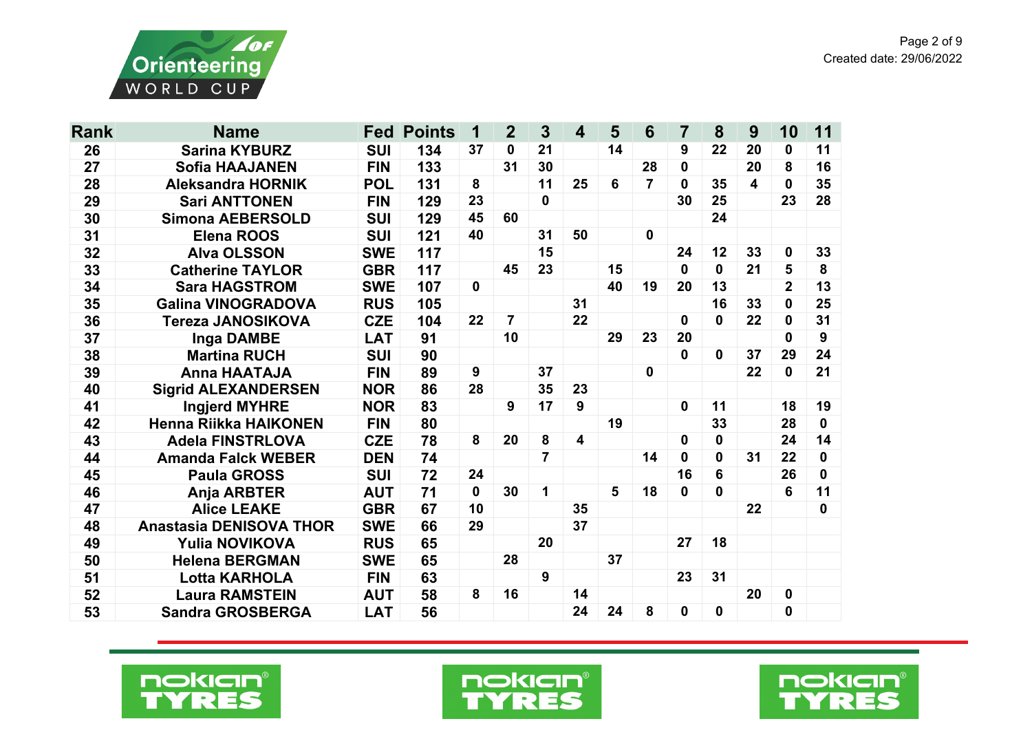| Rank | Name | Fed | Points | 1 | 2 | 3 | 4 | 5 | 6 | 7 | 8 | 9 | 10 | 11 |
|---|---|---|---|---|---|---|---|---|---|---|---|---|---|---|
| 26 | Sarina KYBURZ | SUI | 134 | 37 | 0 | 21 | | 14 | | 9 | 22 | 20 | 0 | 11 |
| 27 | Sofia HAAJANEN | FIN | 133 | | 31 | 30 | | | 28 | 0 | | 20 | 8 | 16 |
| 28 | Aleksandra HORNIK | POL | 131 | 8 | | 11 | 25 | 6 | 7 | 0 | 35 | 4 | 0 | 35 |
| 29 | Sari ANTTONEN | FIN | 129 | 23 | | 0 | | | | 30 | 25 | | 23 | 28 |
| 30 | Simona AEBERSOLD | SUI | 129 | 45 | 60 | | | | | | 24 | | | |
| 31 | Elena ROOS | SUI | 121 | 40 | | 31 | 50 | | 0 | | | | | |
| 32 | Alva OLSSON | SWE | 117 | | | 15 | | | | 24 | 12 | 33 | 0 | 33 |
| 33 | Catherine TAYLOR | GBR | 117 | | 45 | 23 | | 15 | | 0 | 0 | 21 | 5 | 8 |
| 34 | Sara HAGSTROM | SWE | 107 | 0 | | | | 40 | 19 | 20 | 13 | | 2 | 13 |
| 35 | Galina VINOGRADOVA | RUS | 105 | | | | 31 | | | | 16 | 33 | 0 | 25 |
| 36 | Tereza JANOSIKOVA | CZE | 104 | 22 | 7 | | 22 | | | 0 | 0 | 22 | 0 | 31 |
| 37 | Inga DAMBE | LAT | 91 | | 10 | | | 29 | 23 | 20 | | | 0 | 9 |
| 38 | Martina RUCH | SUI | 90 | | | | | | | 0 | 0 | 37 | 29 | 24 |
| 39 | Anna HAATAJA | FIN | 89 | 9 | | 37 | | | 0 | | | 22 | 0 | 21 |
| 40 | Sigrid ALEXANDERSEN | NOR | 86 | 28 | | 35 | 23 | | | | | | | |
| 41 | Ingjerd MYHRE | NOR | 83 | | 9 | 17 | 9 | | | 0 | 11 | | 18 | 19 |
| 42 | Henna Riikka HAIKONEN | FIN | 80 | | | | | 19 | | | 33 | | 28 | 0 |
| 43 | Adela FINSTRLOVA | CZE | 78 | 8 | 20 | 8 | 4 | | | 0 | 0 | | 24 | 14 |
| 44 | Amanda Falck WEBER | DEN | 74 | | | 7 | | | 14 | 0 | 0 | 31 | 22 | 0 |
| 45 | Paula GROSS | SUI | 72 | 24 | | | | | | 16 | 6 | | 26 | 0 |
| 46 | Anja ARBTER | AUT | 71 | 0 | 30 | 1 | | 5 | 18 | 0 | 0 | | 6 | 11 |
| 47 | Alice LEAKE | GBR | 67 | 10 | | | 35 | | | | | 22 | | 0 |
| 48 | Anastasia DENISOVA THOR | SWE | 66 | 29 | | | 37 | | | | | | | |
| 49 | Yulia NOVIKOVA | RUS | 65 | | | 20 | | | | 27 | 18 | | | |
| 50 | Helena BERGMAN | SWE | 65 | | 28 | | | 37 | | | | | | |
| 51 | Lotta KARHOLA | FIN | 63 | | | 9 | | | | 23 | 31 | | | |
| 52 | Laura RAMSTEIN | AUT | 58 | 8 | 16 | | 14 | | | | | 20 | 0 | |
| 53 | Sandra GROSBERGA | LAT | 56 | | | | 24 | 24 | 8 | 0 | 0 | | 0 | |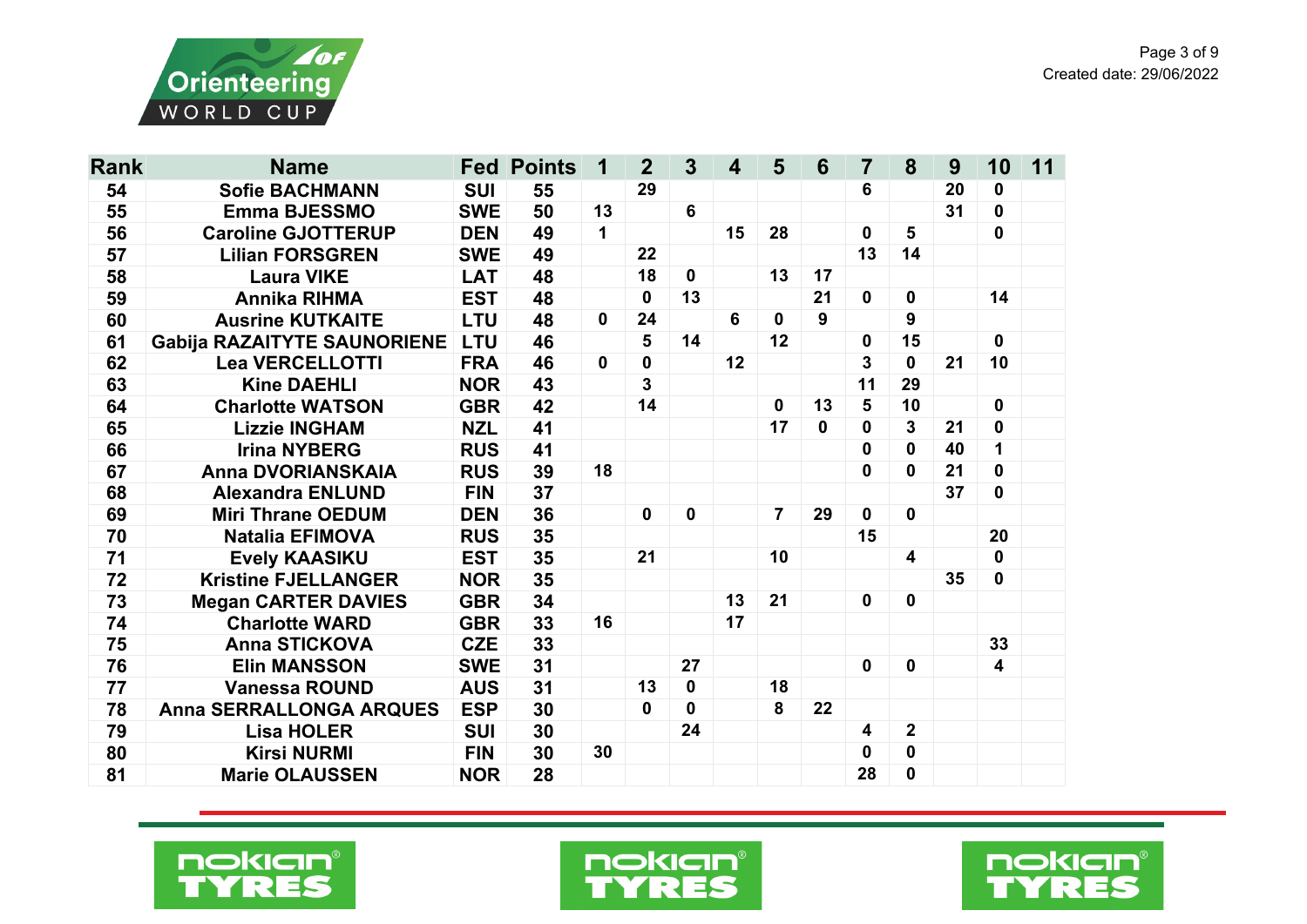| Rank | Name | Fed | Points | 1 | 2 | 3 | 4 | 5 | 6 | 7 | 8 | 9 | 10 | 11 |
|---|---|---|---|---|---|---|---|---|---|---|---|---|---|---|
| 54 | Sofie BACHMANN | SUI | 55 | | 29 | | | | | 6 | | 20 | 0 | |
| 55 | Emma BJESSMO | SWE | 50 | 13 | | 6 | | | | | | 31 | 0 | |
| 56 | Caroline GJOTTERUP | DEN | 49 | 1 | | | 15 | 28 | | 0 | 5 | | 0 | |
| 57 | Lilian FORSGREN | SWE | 49 | | 22 | | | | | 13 | 14 | | | |
| 58 | Laura VIKE | LAT | 48 | | 18 | 0 | | 13 | 17 | | | | | |
| 59 | Annika RIHMA | EST | 48 | | 0 | 13 | | | 21 | 0 | 0 | | 14 | |
| 60 | Ausrine KUTKAITE | LTU | 48 | 0 | 24 | | 6 | 0 | 9 | | 9 | | | |
| 61 | Gabija RAZAITYTE SAUNORIENE | LTU | 46 | | 5 | 14 | | 12 | | 0 | 15 | | 0 | |
| 62 | Lea VERCELLOTTI | FRA | 46 | 0 | 0 | | 12 | | | 3 | 0 | 21 | 10 | |
| 63 | Kine DAEHLI | NOR | 43 | | 3 | | | | | 11 | 29 | | | |
| 64 | Charlotte WATSON | GBR | 42 | | 14 | | | 0 | 13 | 5 | 10 | | 0 | |
| 65 | Lizzie INGHAM | NZL | 41 | | | | | 17 | 0 | 0 | 3 | 21 | 0 | |
| 66 | Irina NYBERG | RUS | 41 | | | | | | | 0 | 0 | 40 | 1 | |
| 67 | Anna DVORIANSKAIA | RUS | 39 | 18 | | | | | | 0 | 0 | 21 | 0 | |
| 68 | Alexandra ENLUND | FIN | 37 | | | | | | | | | 37 | 0 | |
| 69 | Miri Thrane OEDUM | DEN | 36 | | 0 | 0 | | 7 | 29 | 0 | 0 | | | |
| 70 | Natalia EFIMOVA | RUS | 35 | | | | | | | 15 | | | 20 | |
| 71 | Evely KAASIKU | EST | 35 | | 21 | | | 10 | | | 4 | | 0 | |
| 72 | Kristine FJELLANGER | NOR | 35 | | | | | | | | | 35 | 0 | |
| 73 | Megan CARTER DAVIES | GBR | 34 | | | | 13 | 21 | | 0 | 0 | | | |
| 74 | Charlotte WARD | GBR | 33 | 16 | | | 17 | | | | | | | |
| 75 | Anna STICKOVA | CZE | 33 | | | | | | | | | | 33 | |
| 76 | Elin MANSSON | SWE | 31 | | | 27 | | | | 0 | 0 | | 4 | |
| 77 | Vanessa ROUND | AUS | 31 | | 13 | 0 | | 18 | | | | | | |
| 78 | Anna SERRALLONGA ARQUES | ESP | 30 | | 0 | 0 | | 8 | 22 | | | | | |
| 79 | Lisa HOLER | SUI | 30 | | | 24 | | | | 4 | 2 | | | |
| 80 | Kirsi NURMI | FIN | 30 | 30 | | | | | | 0 | 0 | | | |
| 81 | Marie OLAUSSEN | NOR | 28 | | | | | | | 28 | 0 | | | |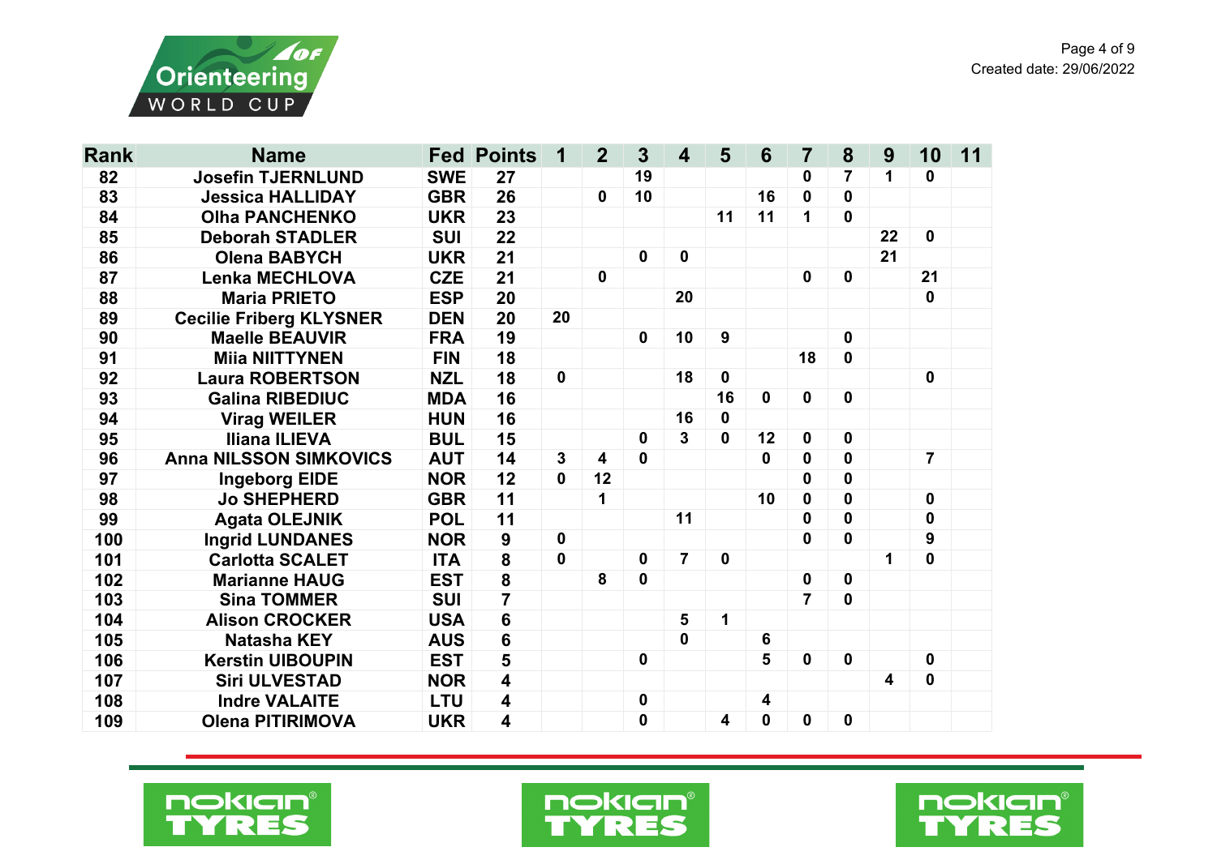| Rank | Name | Fed | Points | 1 | 2 | 3 | 4 | 5 | 6 | 7 | 8 | 9 | 10 | 11 |
|---|---|---|---|---|---|---|---|---|---|---|---|---|---|---|
| 82 | Josefin TJERNLUND | SWE | 27 | | | 19 | | | | 0 | 7 | 1 | 0 | |
| 83 | Jessica HALLIDAY | GBR | 26 | | 0 | 10 | | | 16 | 0 | 0 | | | |
| 84 | Olha PANCHENKO | UKR | 23 | | | | | 11 | 11 | 1 | 0 | | | |
| 85 | Deborah STADLER | SUI | 22 | | | | | | | | | 22 | 0 | |
| 86 | Olena BABYCH | UKR | 21 | | | 0 | 0 | | | | | 21 | | |
| 87 | Lenka MECHLOVA | CZE | 21 | | 0 | | | | | 0 | 0 | | 21 | |
| 88 | Maria PRIETO | ESP | 20 | | | | 20 | | | | | | 0 | |
| 89 | Cecilie Friberg KLYSNER | DEN | 20 | 20 | | | | | | | | | | |
| 90 | Maelle BEAUVIR | FRA | 19 | | | 0 | 10 | 9 | | | 0 | | | |
| 91 | Miia NIITTYNEN | FIN | 18 | | | | | | | 18 | 0 | | | |
| 92 | Laura ROBERTSON | NZL | 18 | 0 | | | 18 | 0 | | | | | 0 | |
| 93 | Galina RIBEDIUC | MDA | 16 | | | | | 16 | 0 | 0 | 0 | | | |
| 94 | Virag WEILER | HUN | 16 | | | | 16 | 0 | | | | | | |
| 95 | Iliana ILIEVA | BUL | 15 | | | 0 | 3 | 0 | 12 | 0 | 0 | | | |
| 96 | Anna NILSSON SIMKOVICS | AUT | 14 | 3 | 4 | 0 | | | 0 | 0 | 0 | | 7 | |
| 97 | Ingeborg EIDE | NOR | 12 | 0 | 12 | | | | | 0 | 0 | | | |
| 98 | Jo SHEPHERD | GBR | 11 | | 1 | | | | 10 | 0 | 0 | | 0 | |
| 99 | Agata OLEJNIK | POL | 11 | | | | 11 | | | 0 | 0 | | 0 | |
| 100 | Ingrid LUNDANES | NOR | 9 | 0 | | | | | | 0 | 0 | | 9 | |
| 101 | Carlotta SCALET | ITA | 8 | 0 | | 0 | 7 | 0 | | | | 1 | 0 | |
| 102 | Marianne HAUG | EST | 8 | | 8 | 0 | | | | 0 | 0 | | | |
| 103 | Sina TOMMER | SUI | 7 | | | | | | | 7 | 0 | | | |
| 104 | Alison CROCKER | USA | 6 | | | | 5 | 1 | | | | | | |
| 105 | Natasha KEY | AUS | 6 | | | | 0 | | 6 | | | | | |
| 106 | Kerstin UIBOUPIN | EST | 5 | | | 0 | | | 5 | 0 | 0 | | 0 | |
| 107 | Siri ULVESTAD | NOR | 4 | | | | | | | | | 4 | 0 | |
| 108 | Indre VALAITE | LTU | 4 | | | 0 | | | 4 | | | | | |
| 109 | Olena PITIRIMOVA | UKR | 4 | | | 0 | | 4 | 0 | 0 | 0 | | | |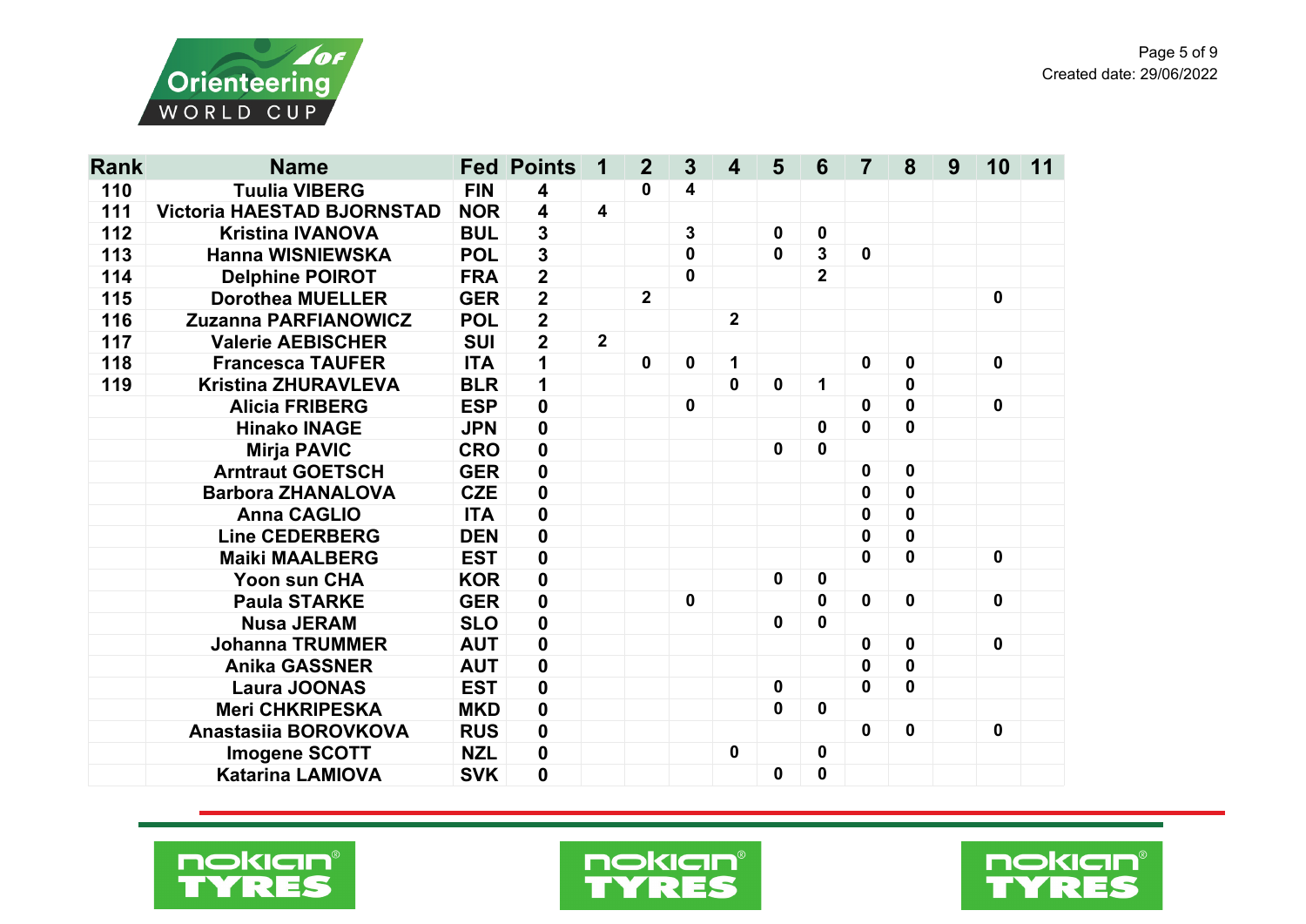| Rank | Name | Fed | Points | 1 | 2 | 3 | 4 | 5 | 6 | 7 | 8 | 9 | 10 | 11 |
|---|---|---|---|---|---|---|---|---|---|---|---|---|---|---|
| 110 | Tuulia VIBERG | FIN | 4 | | 0 | 4 | | | | | | | | |
| 111 | Victoria HAESTAD BJORNSTAD | NOR | 4 | 4 | | | | | | | | | | |
| 112 | Kristina IVANOVA | BUL | 3 | | | 3 | | 0 | 0 | | | | | |
| 113 | Hanna WISNIEWSKA | POL | 3 | | | 0 | | 0 | 3 | 0 | | | | |
| 114 | Delphine POIROT | FRA | 2 | | | 0 | | | 2 | | | | | |
| 115 | Dorothea MUELLER | GER | 2 | | 2 | | | | | | | | 0 | |
| 116 | Zuzanna PARFIANOWICZ | POL | 2 | | | | 2 | | | | | | | |
| 117 | Valerie AEBISCHER | SUI | 2 | 2 | | | | | | | | | | |
| 118 | Francesca TAUFER | ITA | 1 | | 0 | 0 | 1 | | | 0 | 0 | | 0 | |
| 119 | Kristina ZHURAVLEVA | BLR | 1 | | | | 0 | 0 | 1 | | 0 | | | |
| | Alicia FRIBERG | ESP | 0 | | | 0 | | | | 0 | 0 | | 0 | |
| | Hinako INAGE | JPN | 0 | | | | | | 0 | 0 | 0 | | | |
| | Mirja PAVIC | CRO | 0 | | | | | 0 | 0 | | | | | |
| | Arntraut GOETSCH | GER | 0 | | | | | | | 0 | 0 | | | |
| | Barbora ZHANALOVA | CZE | 0 | | | | | | | 0 | 0 | | | |
| | Anna CAGLIO | ITA | 0 | | | | | | | 0 | 0 | | | |
| | Line CEDERBERG | DEN | 0 | | | | | | | 0 | 0 | | | |
| | Maiki MAALBERG | EST | 0 | | | | | | | 0 | 0 | | 0 | |
| | Yoon sun CHA | KOR | 0 | | | | | 0 | 0 | | | | | |
| | Paula STARKE | GER | 0 | | | 0 | | | 0 | 0 | 0 | | 0 | |
| | Nusa JERAM | SLO | 0 | | | | | 0 | 0 | | | | | |
| | Johanna TRUMMER | AUT | 0 | | | | | | | 0 | 0 | | 0 | |
| | Anika GASSNER | AUT | 0 | | | | | | | 0 | 0 | | | |
| | Laura JOONAS | EST | 0 | | | | | 0 | | 0 | 0 | | | |
| | Meri CHKRIPESKA | MKD | 0 | | | | | 0 | 0 | | | | | |
| | Anastasiia BOROVKOVA | RUS | 0 | | | | | | | 0 | 0 | | 0 | |
| | Imogene SCOTT | NZL | 0 | | | | 0 | | 0 | | | | | |
| | Katarina LAMIOVA | SVK | 0 | | | | | 0 | 0 | | | | | |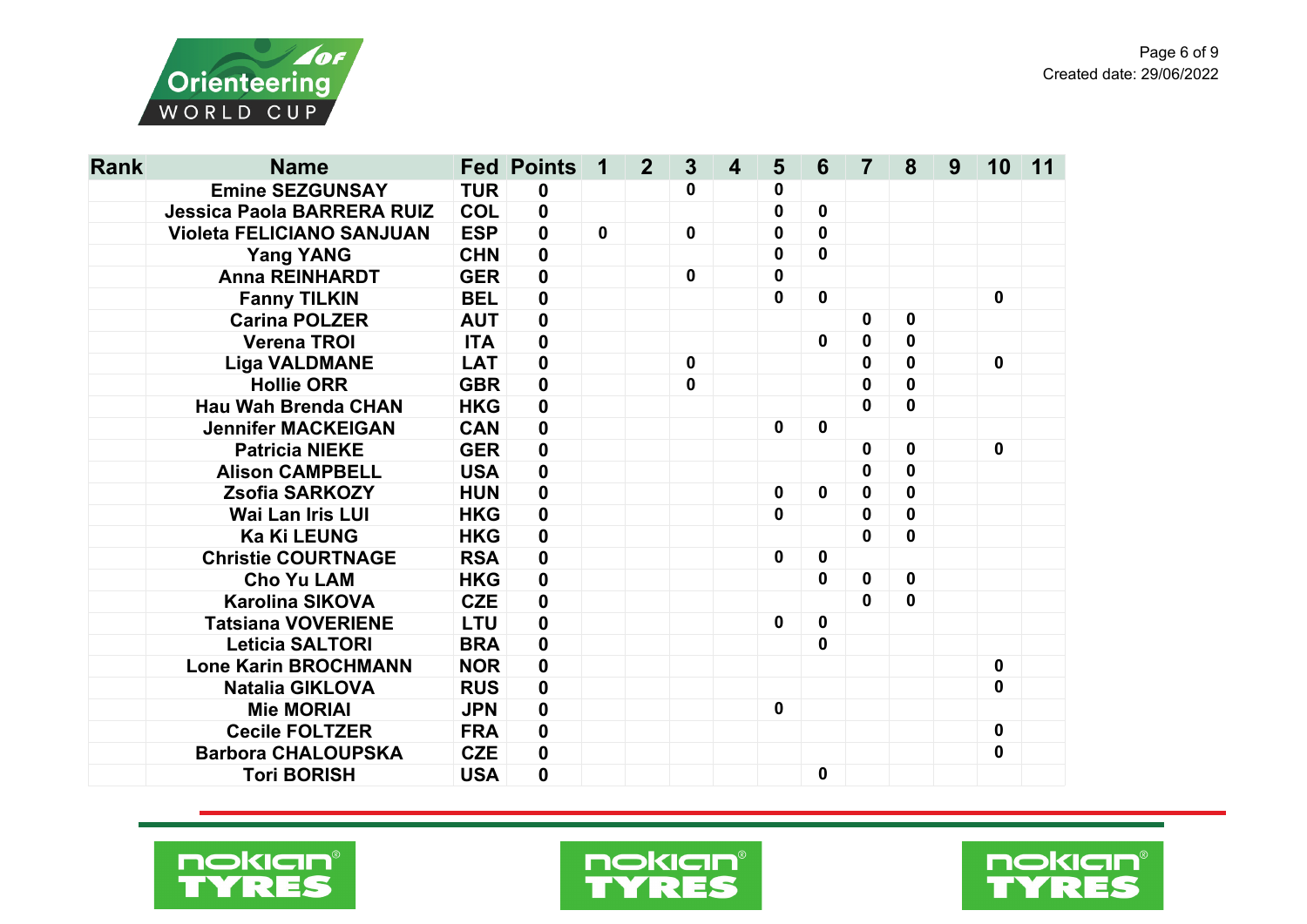| Rank | Name | Fed | Points | 1 | 2 | 3 | 4 | 5 | 6 | 7 | 8 | 9 | 10 | 11 |
|---|---|---|---|---|---|---|---|---|---|---|---|---|---|---|
| | Emine SEZGUNSAY | TUR | 0 | | | 0 | | 0 | | | | | | |
| | Jessica Paola BARRERA RUIZ | COL | 0 | | | | | 0 | 0 | | | | | |
| | Violeta FELICIANO SANJUAN | ESP | 0 | 0 | | 0 | | 0 | 0 | | | | | |
| | Yang YANG | CHN | 0 | | | | | 0 | 0 | | | | | |
| | Anna REINHARDT | GER | 0 | | | 0 | | 0 | | | | | | |
| | Fanny TILKIN | BEL | 0 | | | | | 0 | 0 | | | | 0 | |
| | Carina POLZER | AUT | 0 | | | | | | | 0 | 0 | | | |
| | Verena TROI | ITA | 0 | | | | | | 0 | 0 | 0 | | | |
| | Liga VALDMANE | LAT | 0 | | | 0 | | | | 0 | 0 | | 0 | |
| | Hollie ORR | GBR | 0 | | | 0 | | | | 0 | 0 | | | |
| | Hau Wah Brenda CHAN | HKG | 0 | | | | | | | 0 | 0 | | | |
| | Jennifer MACKEIGAN | CAN | 0 | | | | | 0 | 0 | | | | | |
| | Patricia NIEKE | GER | 0 | | | | | | | 0 | 0 | | 0 | |
| | Alison CAMPBELL | USA | 0 | | | | | | | 0 | 0 | | | |
| | Zsofia SARKOZY | HUN | 0 | | | | | 0 | 0 | 0 | 0 | | | |
| | Wai Lan Iris LUI | HKG | 0 | | | | | 0 | | 0 | 0 | | | |
| | Ka Ki LEUNG | HKG | 0 | | | | | | | 0 | 0 | | | |
| | Christie COURTNAGE | RSA | 0 | | | | | 0 | 0 | | | | | |
| | Cho Yu LAM | HKG | 0 | | | | | | 0 | 0 | 0 | | | |
| | Karolina SIKOVA | CZE | 0 | | | | | | | 0 | 0 | | | |
| | Tatsiana VOVERIENE | LTU | 0 | | | | | 0 | 0 | | | | | |
| | Leticia SALTORI | BRA | 0 | | | | | | 0 | | | | | |
| | Lone Karin BROCHMANN | NOR | 0 | | | | | | | | | | 0 | |
| | Natalia GIKLOVA | RUS | 0 | | | | | | | | | | 0 | |
| | Mie MORIAI | JPN | 0 | | | | | 0 | | | | | | |
| | Cecile FOLTZER | FRA | 0 | | | | | | | | | | 0 | |
| | Barbora CHALOUPSKA | CZE | 0 | | | | | | | | | | 0 | |
| | Tori BORISH | USA | 0 | | | | | | 0 | | | | | |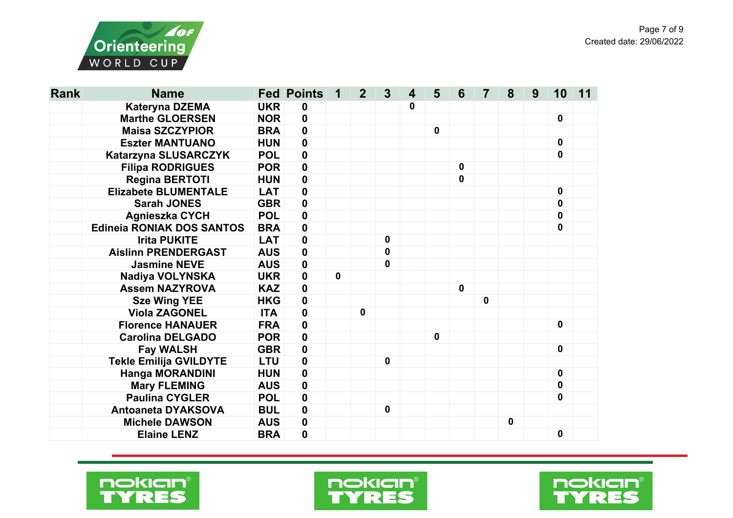| Rank | Name | Fed | Points | 1 | 2 | 3 | 4 | 5 | 6 | 7 | 8 | 9 | 10 | 11 |
|---|---|---|---|---|---|---|---|---|---|---|---|---|---|---|
| | Kateryna DZEMA | UKR | 0 | | | | 0 | | | | | | | |
| | Marthe GLOERSEN | NOR | 0 | | | | | | | | | | 0 | |
| | Maisa SZCZYPIOR | BRA | 0 | | | | | 0 | | | | | | |
| | Eszter MANTUANO | HUN | 0 | | | | | | | | | | 0 | |
| | Katarzyna SLUSARCZYK | POL | 0 | | | | | | | | | | 0 | |
| | Filipa RODRIGUES | POR | 0 | | | | | | 0 | | | | | |
| | Regina BERTOTI | HUN | 0 | | | | | | 0 | | | | | |
| | Elizabete BLUMENTALE | LAT | 0 | | | | | | | | | | 0 | |
| | Sarah JONES | GBR | 0 | | | | | | | | | | 0 | |
| | Agnieszka CYCH | POL | 0 | | | | | | | | | | 0 | |
| | Edineia RONIAK DOS SANTOS | BRA | 0 | | | | | | | | | | 0 | |
| | Irita PUKITE | LAT | 0 | | | 0 | | | | | | | | |
| | Aislinn PRENDERGAST | AUS | 0 | | | 0 | | | | | | | | |
| | Jasmine NEVE | AUS | 0 | | | 0 | | | | | | | | |
| | Nadiya VOLYNSKA | UKR | 0 | 0 | | | | | | | | | | |
| | Assem NAZYROVA | KAZ | 0 | | | | | | 0 | | | | | |
| | Sze Wing YEE | HKG | 0 | | | | | | | 0 | | | | |
| | Viola ZAGONEL | ITA | 0 | | 0 | | | | | | | | | |
| | Florence HANAUER | FRA | 0 | | | | | | | | | | 0 | |
| | Carolina DELGADO | POR | 0 | | | | | 0 | | | | | | |
| | Fay WALSH | GBR | 0 | | | | | | | | | | 0 | |
| | Tekle Emilija GVILDYTE | LTU | 0 | | | 0 | | | | | | | | |
| | Hanga MORANDINI | HUN | 0 | | | | | | | | | | 0 | |
| | Mary FLEMING | AUS | 0 | | | | | | | | | | 0 | |
| | Paulina CYGLER | POL | 0 | | | | | | | | | | 0 | |
| | Antoaneta DYAKSOVA | BUL | 0 | | | 0 | | | | | | | | |
| | Michele DAWSON | AUS | 0 | | | | | | | | 0 | | | |
| | Elaine LENZ | BRA | 0 | | | | | | | | | | 0 | |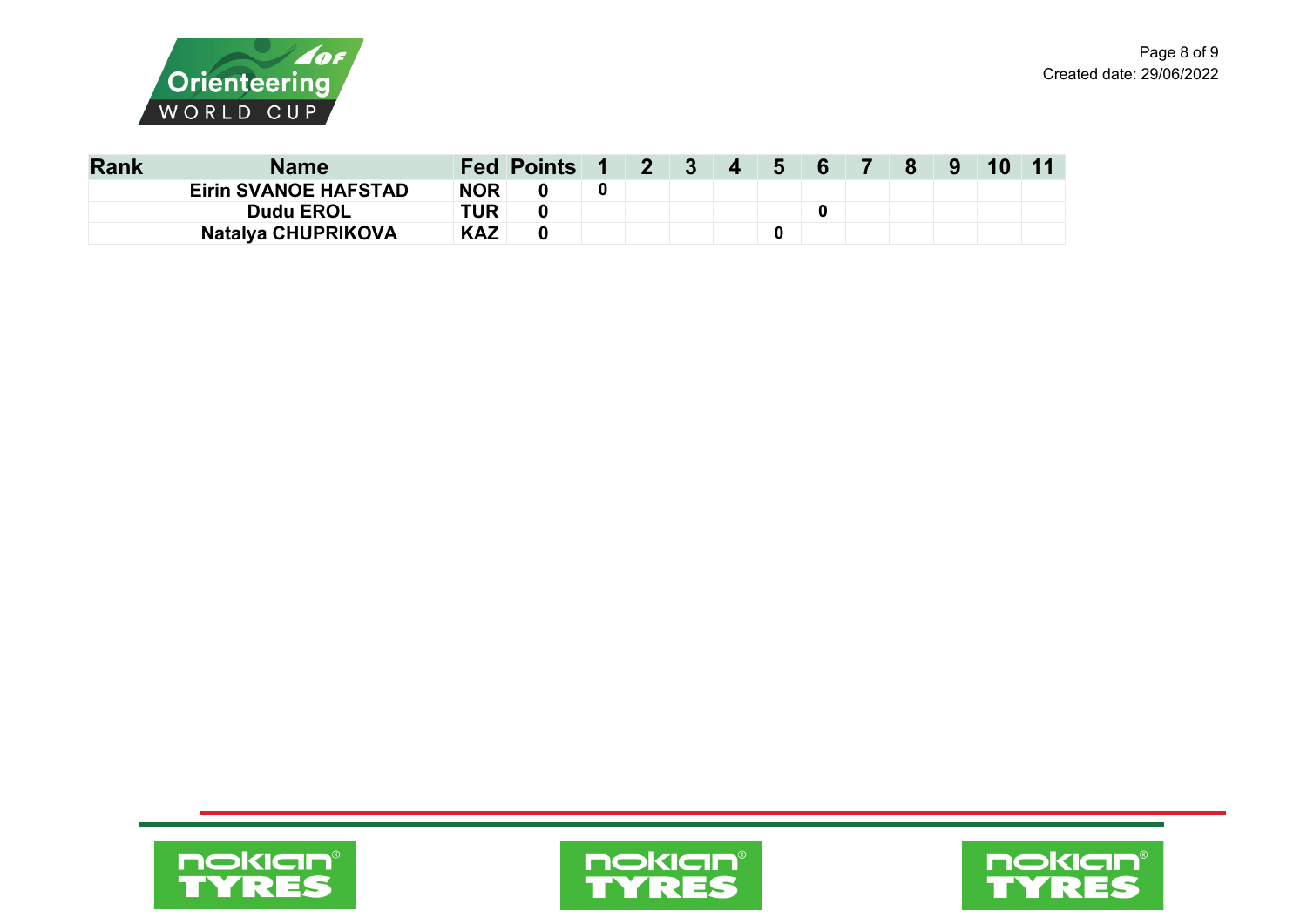| Rank | Name | Fed | Points | 1 | 2 | 3 | 4 | 5 | 6 | 7 | 8 | 9 | 10 | 11 |
|---|---|---|---|---|---|---|---|---|---|---|---|---|---|---|
| | Eirin SVANOE HAFSTAD | NOR | 0 | 0 | | | | | | | | | | |
| | Dudu EROL | TUR | 0 | | | | | | 0 | | | | | |
| | Natalya CHUPRIKOVA | KAZ | 0 | | | | | 0 | | | | | | |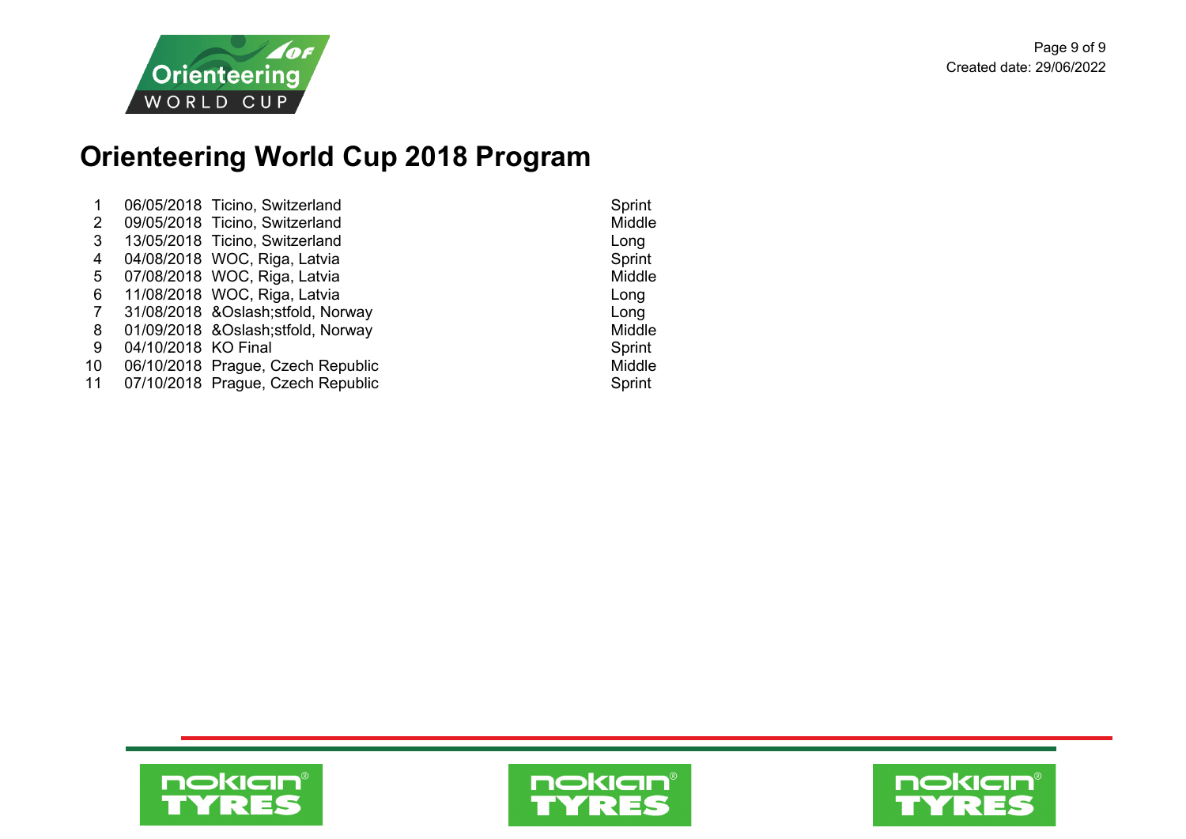# Orienteering World Cup 2018 Program

| | | | |
|---|---|---|---|
| 1 | 06/05/2018 | Ticino, Switzerland | Sprint |
| 2 | 09/05/2018 | Ticino, Switzerland | Middle |
| 3 | 13/05/2018 | Ticino, Switzerland | Long |
| 4 | 04/08/2018 | WOC, Riga, Latvia | Sprint |
| 5 | 07/08/2018 | WOC, Riga, Latvia | Middle |
| 6 | 11/08/2018 | WOC, Riga, Latvia | Long |
| 7 | 31/08/2018 | &Oslash;stfold, Norway | Long |
| 8 | 01/09/2018 | &Oslash;stfold, Norway | Middle |
| 9 | 04/10/2018 | KO Final | Sprint |
| 10 | 06/10/2018 | Prague, Czech Republic | Middle |
| 11 | 07/10/2018 | Prague, Czech Republic | Sprint |